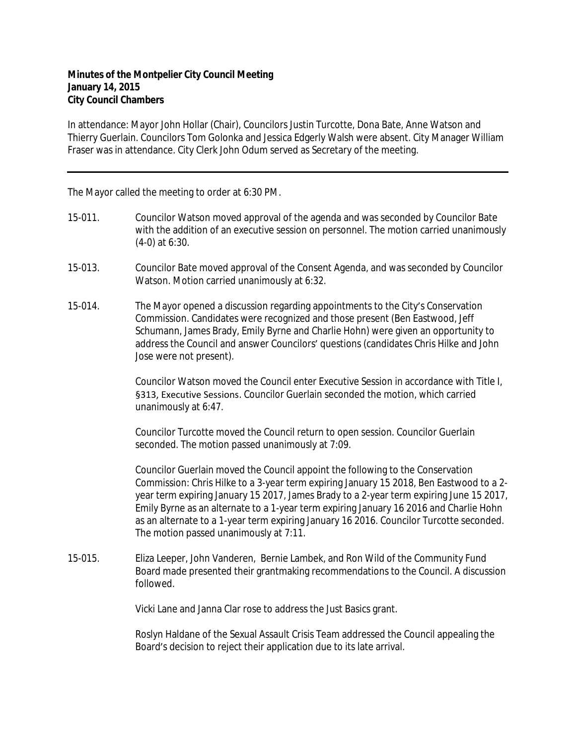**Minutes of the Montpelier City Council Meeting**
**January 14, 2015**
**City Council Chambers**

In attendance: Mayor John Hollar (Chair), Councilors Justin Turcotte, Dona Bate, Anne Watson and Thierry Guerlain. Councilors Tom Golonka and Jessica Edgerly Walsh were absent. City Manager William Fraser was in attendance. City Clerk John Odum served as Secretary of the meeting.

---

The Mayor called the meeting to order at 6:30 PM.

15-011. Councilor Watson moved approval of the agenda and was seconded by Councilor Bate with the addition of an executive session on personnel. The motion carried unanimously (4-0) at 6:30.

15-013. Councilor Bate moved approval of the Consent Agenda, and was seconded by Councilor Watson. Motion carried unanimously at 6:32.

15-014. The Mayor opened a discussion regarding appointments to the City's Conservation Commission. Candidates were recognized and those present (Ben Eastwood, Jeff Schumann, James Brady, Emily Byrne and Charlie Hohn) were given an opportunity to address the Council and answer Councilors' questions (candidates Chris Hilke and John Jose were not present).

Councilor Watson moved the Council enter Executive Session in accordance with Title I, §313, Executive Sessions. Councilor Guerlain seconded the motion, which carried unanimously at 6:47.

Councilor Turcotte moved the Council return to open session. Councilor Guerlain seconded. The motion passed unanimously at 7:09.

Councilor Guerlain moved the Council appoint the following to the Conservation Commission: Chris Hilke to a 3-year term expiring January 15 2018, Ben Eastwood to a 2-year term expiring January 15 2017, James Brady to a 2-year term expiring June 15 2017, Emily Byrne as an alternate to a 1-year term expiring January 16 2016 and Charlie Hohn as an alternate to a 1-year term expiring January 16 2016. Councilor Turcotte seconded. The motion passed unanimously at 7:11.

15-015. Eliza Leeper, John Vanderen, Bernie Lambek, and Ron Wild of the Community Fund Board made presented their grantmaking recommendations to the Council. A discussion followed.

Vicki Lane and Janna Clar rose to address the Just Basics grant.

Roslyn Haldane of the Sexual Assault Crisis Team addressed the Council appealing the Board's decision to reject their application due to its late arrival.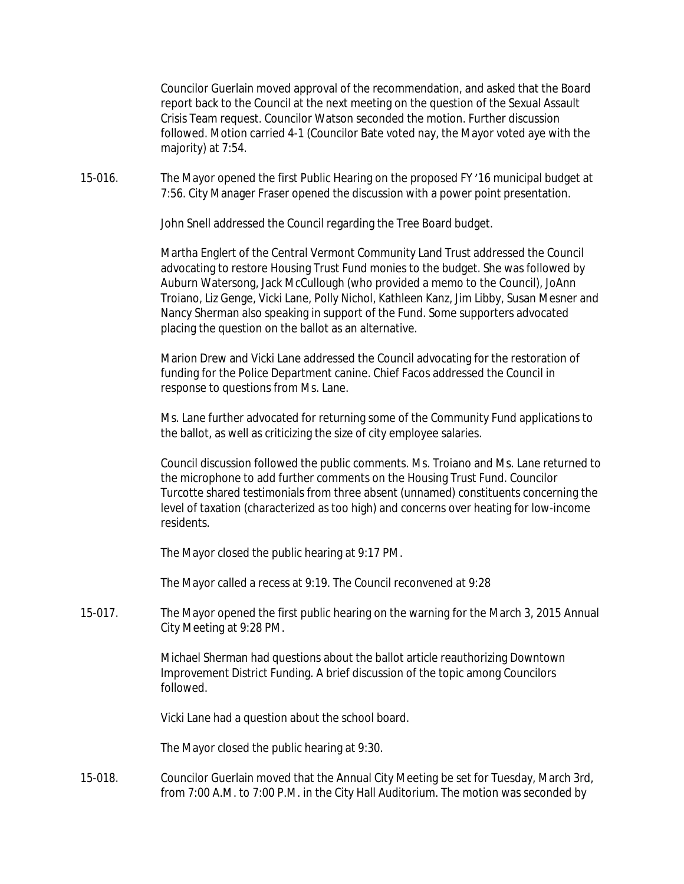Councilor Guerlain moved approval of the recommendation, and asked that the Board report back to the Council at the next meeting on the question of the Sexual Assault Crisis Team request. Councilor Watson seconded the motion. Further discussion followed. Motion carried 4-1 (Councilor Bate voted nay, the Mayor voted aye with the majority) at 7:54.

15-016. The Mayor opened the first Public Hearing on the proposed FY '16 municipal budget at 7:56. City Manager Fraser opened the discussion with a power point presentation.

John Snell addressed the Council regarding the Tree Board budget.

Martha Englert of the Central Vermont Community Land Trust addressed the Council advocating to restore Housing Trust Fund monies to the budget. She was followed by Auburn Watersong, Jack McCullough (who provided a memo to the Council), JoAnn Troiano, Liz Genge, Vicki Lane, Polly Nichol, Kathleen Kanz, Jim Libby, Susan Mesner and Nancy Sherman also speaking in support of the Fund. Some supporters advocated placing the question on the ballot as an alternative.

Marion Drew and Vicki Lane addressed the Council advocating for the restoration of funding for the Police Department canine. Chief Facos addressed the Council in response to questions from Ms. Lane.

Ms. Lane further advocated for returning some of the Community Fund applications to the ballot, as well as criticizing the size of city employee salaries.

Council discussion followed the public comments. Ms. Troiano and Ms. Lane returned to the microphone to add further comments on the Housing Trust Fund. Councilor Turcotte shared testimonials from three absent (unnamed) constituents concerning the level of taxation (characterized as too high) and concerns over heating for low-income residents.

The Mayor closed the public hearing at 9:17 PM.

The Mayor called a recess at 9:19. The Council reconvened at 9:28

15-017. The Mayor opened the first public hearing on the warning for the March 3, 2015 Annual City Meeting at 9:28 PM.

Michael Sherman had questions about the ballot article reauthorizing Downtown Improvement District Funding. A brief discussion of the topic among Councilors followed.

Vicki Lane had a question about the school board.

The Mayor closed the public hearing at 9:30.

15-018. Councilor Guerlain moved that the Annual City Meeting be set for Tuesday, March 3rd, from 7:00 A.M. to 7:00 P.M. in the City Hall Auditorium. The motion was seconded by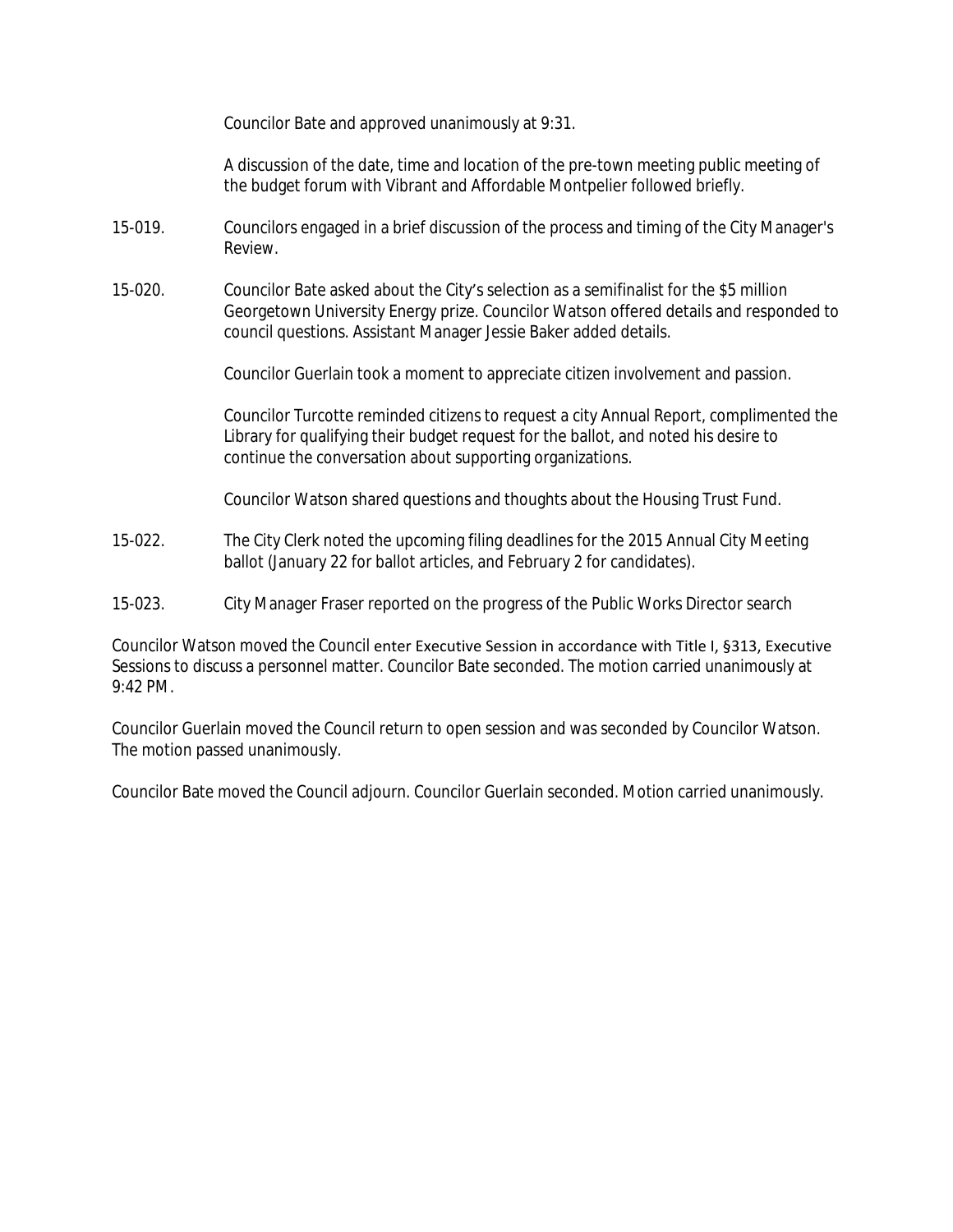Councilor Bate and approved unanimously at 9:31.

A discussion of the date, time and location of the pre-town meeting public meeting of the budget forum with Vibrant and Affordable Montpelier followed briefly.

15-019. Councilors engaged in a brief discussion of the process and timing of the City Manager's Review.

15-020. Councilor Bate asked about the City's selection as a semifinalist for the $5 million Georgetown University Energy prize. Councilor Watson offered details and responded to council questions. Assistant Manager Jessie Baker added details.

Councilor Guerlain took a moment to appreciate citizen involvement and passion.

Councilor Turcotte reminded citizens to request a city Annual Report, complimented the Library for qualifying their budget request for the ballot, and noted his desire to continue the conversation about supporting organizations.

Councilor Watson shared questions and thoughts about the Housing Trust Fund.

15-022. The City Clerk noted the upcoming filing deadlines for the 2015 Annual City Meeting ballot (January 22 for ballot articles, and February 2 for candidates).

15-023. City Manager Fraser reported on the progress of the Public Works Director search

Councilor Watson moved the Council enter Executive Session in accordance with Title I, §313, Executive Sessions to discuss a personnel matter. Councilor Bate seconded. The motion carried unanimously at 9:42 PM.

Councilor Guerlain moved the Council return to open session and was seconded by Councilor Watson. The motion passed unanimously.

Councilor Bate moved the Council adjourn. Councilor Guerlain seconded. Motion carried unanimously.